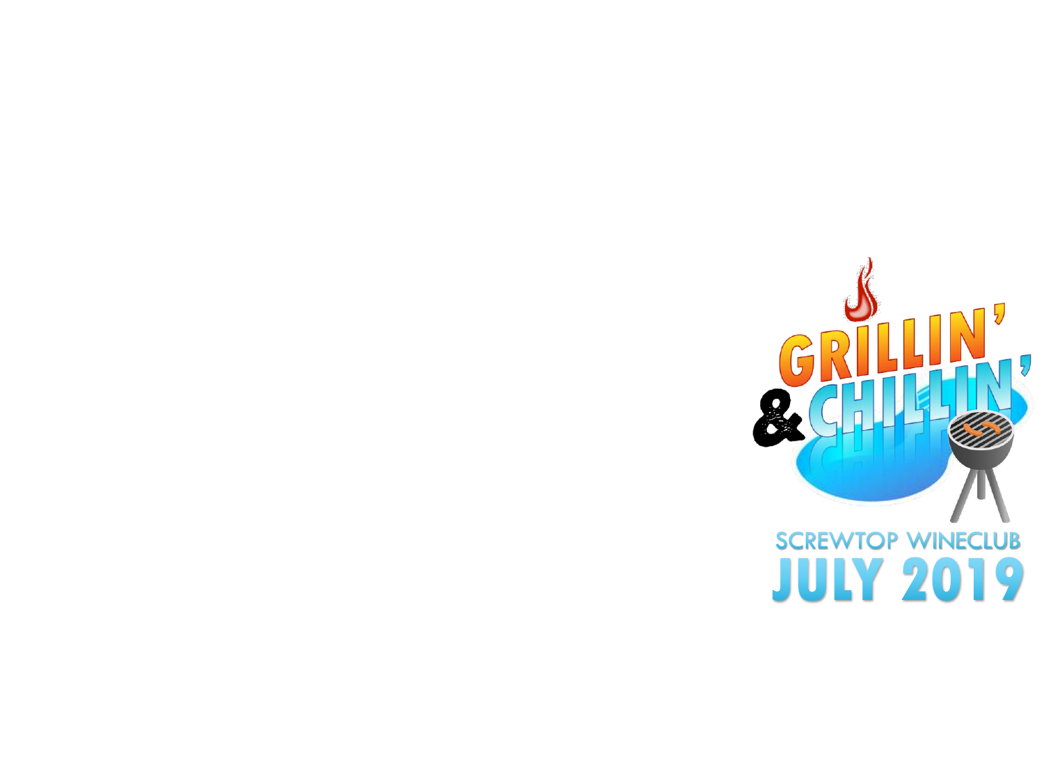# GRILLIN' & CHILLIN'

SCREWTOP WINECLUB

**JULY 2019**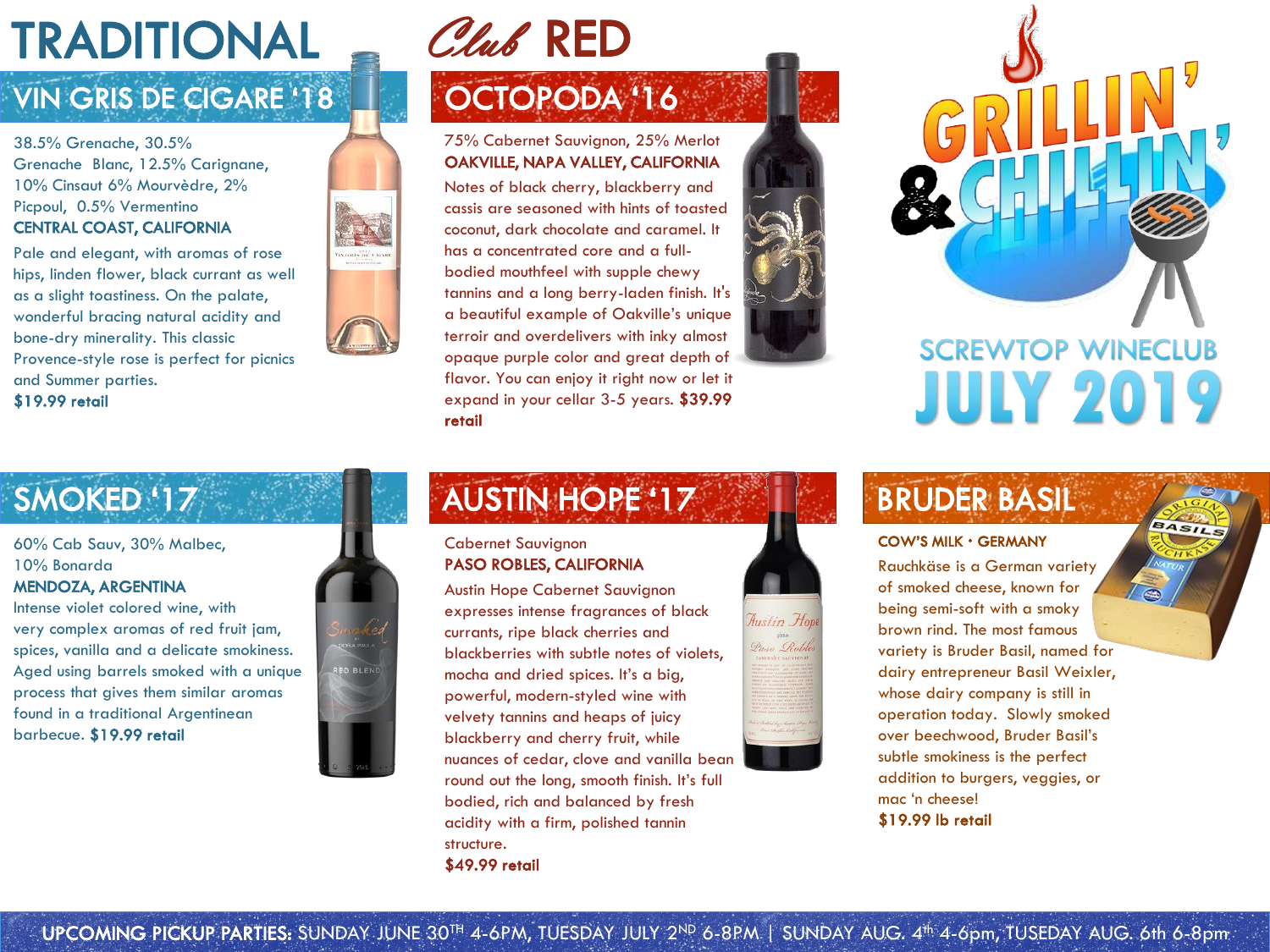# TRADITIONAL

## VIN GRIS DE CIGARE '18

38.5% Grenache, 30.5% Grenache Blanc, 12.5% Carignane, 10% Cinsaut 6% Mourvèdre, 2% Picpoul, 0.5% Vermentino

**CENTRAL COAST, CALIFORNIA**

Pale and elegant, with aromas of rose hips, linden flower, black currant as well as a slight toastiness. On the palate, wonderful bracing natural acidity and bone-dry minerality. This classic Provence-style rose is perfect for picnics and Summer parties.

**$19.99 retail**

## SMOKED '17

60% Cab Sauv, 30% Malbec, 10% Bonarda

**MENDOZA, ARGENTINA**

Intense violet colored wine, with very complex aromas of red fruit jam, spices, vanilla and a delicate smokiness. Aged using barrels smoked with a unique process that gives them similar aromas found in a traditional Argentinean barbecue. **$19.99 retail**

# Club RED

## OCTOPODA '16

75% Cabernet Sauvignon, 25% Merlot

**OAKVILLE, NAPA VALLEY, CALIFORNIA**

Notes of black cherry, blackberry and cassis are seasoned with hints of toasted coconut, dark chocolate and caramel. It has a concentrated core and a full-bodied mouthfeel with supple chewy tannins and a long berry-laden finish. It's a beautiful example of Oakville's unique terroir and overdelivers with inky almost opaque purple color and great depth of flavor. You can enjoy it right now or let it expand in your cellar 3-5 years. **$39.99 retail**

## AUSTIN HOPE '17

Cabernet Sauvignon

**PASO ROBLES, CALIFORNIA**

Austin Hope Cabernet Sauvignon expresses intense fragrances of black currants, ripe black cherries and blackberries with subtle notes of violets, mocha and dried spices. It's a big, powerful, modern-styled wine with velvety tannins and heaps of juicy blackberry and cherry fruit, while nuances of cedar, clove and vanilla bean round out the long, smooth finish. It's full bodied, rich and balanced by fresh acidity with a firm, polished tannin structure.

**$49.99 retail**

# GRILLIN' & CHILLIN'

SCREWTOP WINECLUB

JULY 2019

## BRUDER BASIL

**COW'S MILK • GERMANY**

Rauchkäse is a German variety of smoked cheese, known for being semi-soft with a smoky brown rind. The most famous variety is Bruder Basil, named for dairy entrepreneur Basil Weixler, whose dairy company is still in operation today. Slowly smoked over beechwood, Bruder Basil's subtle smokiness is the perfect addition to burgers, veggies, or mac 'n cheese!

**$19.99 lb retail**

**UPCOMING PICKUP PARTIES:** SUNDAY JUNE 30TH 4-6PM, TUESDAY JULY 2ND 6-8PM | SUNDAY AUG. 4th 4-6pm, TUSEDAY AUG. 6th 6-8pm